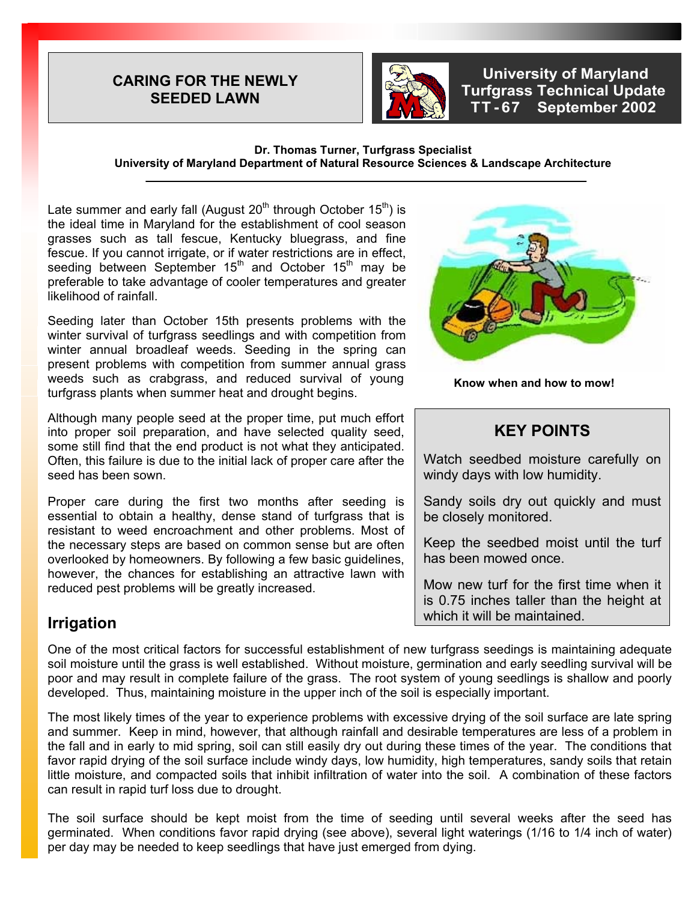# CARING FOR THE NEWLY SEEDED LAWN

**University of Maryland Turfgrass Technical Update**
**TT-67 September 2002**

**Dr. Thomas Turner, Turfgrass Specialist**
**University of Maryland Department of Natural Resource Sciences & Landscape Architecture**

---

Late summer and early fall (August 20th through October 15th) is the ideal time in Maryland for the establishment of cool season grasses such as tall fescue, Kentucky bluegrass, and fine fescue. If you cannot irrigate, or if water restrictions are in effect, seeding between September 15th and October 15th may be preferable to take advantage of cooler temperatures and greater likelihood of rainfall.

Seeding later than October 15th presents problems with the winter survival of turfgrass seedlings and with competition from winter annual broadleaf weeds. Seeding in the spring can present problems with competition from summer annual grass weeds such as crabgrass, and reduced survival of young turfgrass plants when summer heat and drought begins.

Although many people seed at the proper time, put much effort into proper soil preparation, and have selected quality seed, some still find that the end product is not what they anticipated. Often, this failure is due to the initial lack of proper care after the seed has been sown.

Proper care during the first two months after seeding is essential to obtain a healthy, dense stand of turfgrass that is resistant to weed encroachment and other problems. Most of the necessary steps are based on common sense but are often overlooked by homeowners. By following a few basic guidelines, however, the chances for establishing an attractive lawn with reduced pest problems will be greatly increased.

**Know when and how to mow!**

> **KEY POINTS**
>
> Watch seedbed moisture carefully on windy days with low humidity.
>
> Sandy soils dry out quickly and must be closely monitored.
>
> Keep the seedbed moist until the turf has been mowed once.
>
> Mow new turf for the first time when it is 0.75 inches taller than the height at which it will be maintained.

## Irrigation

One of the most critical factors for successful establishment of new turfgrass seedings is maintaining adequate soil moisture until the grass is well established. Without moisture, germination and early seedling survival will be poor and may result in complete failure of the grass. The root system of young seedlings is shallow and poorly developed. Thus, maintaining moisture in the upper inch of the soil is especially important.

The most likely times of the year to experience problems with excessive drying of the soil surface are late spring and summer. Keep in mind, however, that although rainfall and desirable temperatures are less of a problem in the fall and in early to mid spring, soil can still easily dry out during these times of the year. The conditions that favor rapid drying of the soil surface include windy days, low humidity, high temperatures, sandy soils that retain little moisture, and compacted soils that inhibit infiltration of water into the soil. A combination of these factors can result in rapid turf loss due to drought.

The soil surface should be kept moist from the time of seeding until several weeks after the seed has germinated. When conditions favor rapid drying (see above), several light waterings (1/16 to 1/4 inch of water) per day may be needed to keep seedlings that have just emerged from dying.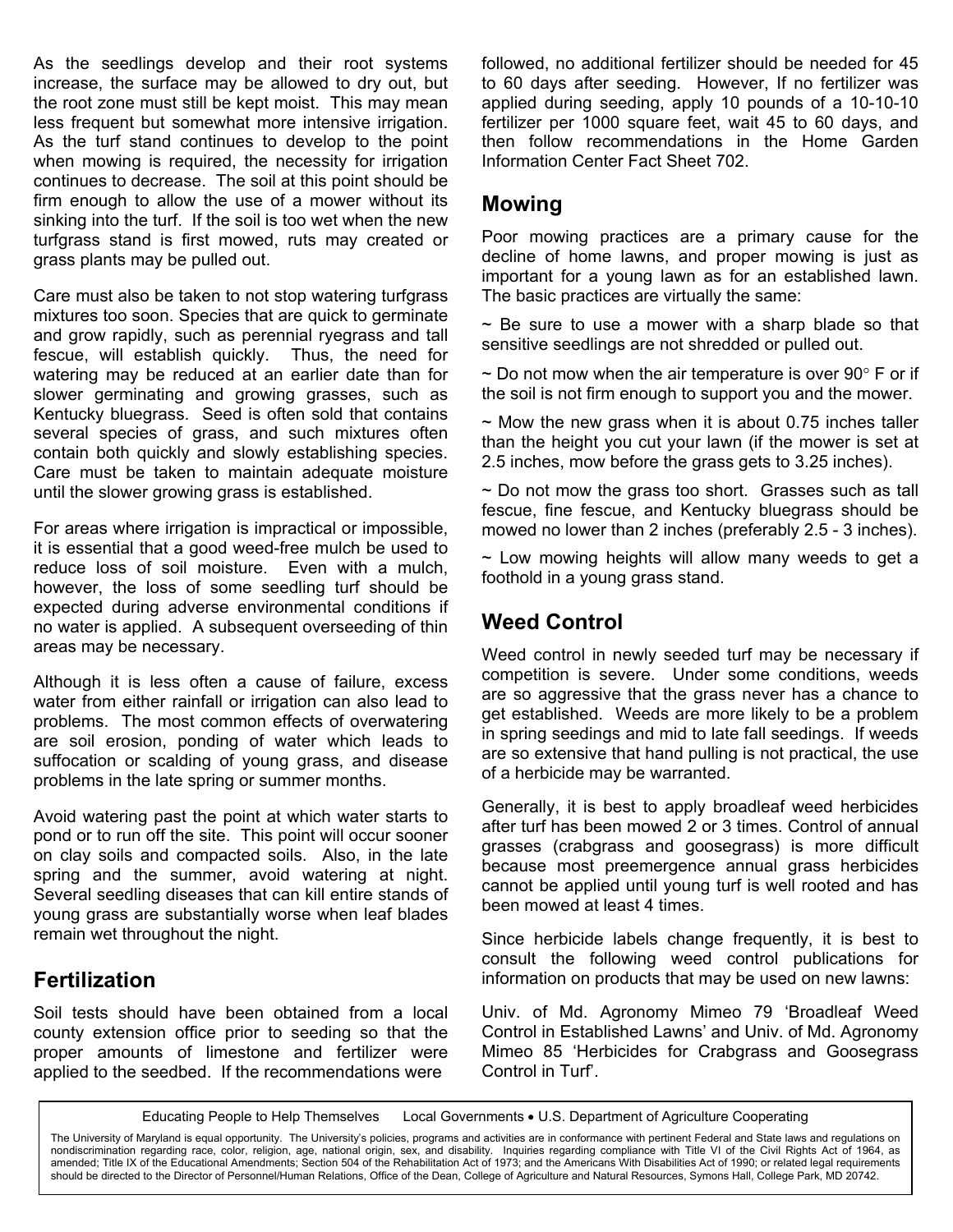As the seedlings develop and their root systems increase, the surface may be allowed to dry out, but the root zone must still be kept moist. This may mean less frequent but somewhat more intensive irrigation. As the turf stand continues to develop to the point when mowing is required, the necessity for irrigation continues to decrease. The soil at this point should be firm enough to allow the use of a mower without its sinking into the turf. If the soil is too wet when the new turfgrass stand is first mowed, ruts may created or grass plants may be pulled out.

Care must also be taken to not stop watering turfgrass mixtures too soon. Species that are quick to germinate and grow rapidly, such as perennial ryegrass and tall fescue, will establish quickly. Thus, the need for watering may be reduced at an earlier date than for slower germinating and growing grasses, such as Kentucky bluegrass. Seed is often sold that contains several species of grass, and such mixtures often contain both quickly and slowly establishing species. Care must be taken to maintain adequate moisture until the slower growing grass is established.

For areas where irrigation is impractical or impossible, it is essential that a good weed-free mulch be used to reduce loss of soil moisture. Even with a mulch, however, the loss of some seedling turf should be expected during adverse environmental conditions if no water is applied. A subsequent overseeding of thin areas may be necessary.

Although it is less often a cause of failure, excess water from either rainfall or irrigation can also lead to problems. The most common effects of overwatering are soil erosion, ponding of water which leads to suffocation or scalding of young grass, and disease problems in the late spring or summer months.

Avoid watering past the point at which water starts to pond or to run off the site. This point will occur sooner on clay soils and compacted soils. Also, in the late spring and the summer, avoid watering at night. Several seedling diseases that can kill entire stands of young grass are substantially worse when leaf blades remain wet throughout the night.

## Fertilization

Soil tests should have been obtained from a local county extension office prior to seeding so that the proper amounts of limestone and fertilizer were applied to the seedbed. If the recommendations were followed, no additional fertilizer should be needed for 45 to 60 days after seeding. However, If no fertilizer was applied during seeding, apply 10 pounds of a 10-10-10 fertilizer per 1000 square feet, wait 45 to 60 days, and then follow recommendations in the Home Garden Information Center Fact Sheet 702.

## Mowing

Poor mowing practices are a primary cause for the decline of home lawns, and proper mowing is just as important for a young lawn as for an established lawn. The basic practices are virtually the same:

~ Be sure to use a mower with a sharp blade so that sensitive seedlings are not shredded or pulled out.

~ Do not mow when the air temperature is over 90° F or if the soil is not firm enough to support you and the mower.

~ Mow the new grass when it is about 0.75 inches taller than the height you cut your lawn (if the mower is set at 2.5 inches, mow before the grass gets to 3.25 inches).

~ Do not mow the grass too short. Grasses such as tall fescue, fine fescue, and Kentucky bluegrass should be mowed no lower than 2 inches (preferably 2.5 - 3 inches).

~ Low mowing heights will allow many weeds to get a foothold in a young grass stand.

## Weed Control

Weed control in newly seeded turf may be necessary if competition is severe. Under some conditions, weeds are so aggressive that the grass never has a chance to get established. Weeds are more likely to be a problem in spring seedings and mid to late fall seedings. If weeds are so extensive that hand pulling is not practical, the use of a herbicide may be warranted.

Generally, it is best to apply broadleaf weed herbicides after turf has been mowed 2 or 3 times. Control of annual grasses (crabgrass and goosegrass) is more difficult because most preemergence annual grass herbicides cannot be applied until young turf is well rooted and has been mowed at least 4 times.

Since herbicide labels change frequently, it is best to consult the following weed control publications for information on products that may be used on new lawns:

Univ. of Md. Agronomy Mimeo 79 'Broadleaf Weed Control in Established Lawns' and Univ. of Md. Agronomy Mimeo 85 'Herbicides for Crabgrass and Goosegrass Control in Turf'.

Educating People to Help Themselves  Local Governments • U.S. Department of Agriculture Cooperating

The University of Maryland is equal opportunity. The University's policies, programs and activities are in conformance with pertinent Federal and State laws and regulations on nondiscrimination regarding race, color, religion, age, national origin, sex, and disability. Inquiries regarding compliance with Title VI of the Civil Rights Act of 1964, as amended; Title IX of the Educational Amendments; Section 504 of the Rehabilitation Act of 1973; and the Americans With Disabilities Act of 1990; or related legal requirements should be directed to the Director of Personnel/Human Relations, Office of the Dean, College of Agriculture and Natural Resources, Symons Hall, College Park, MD 20742.